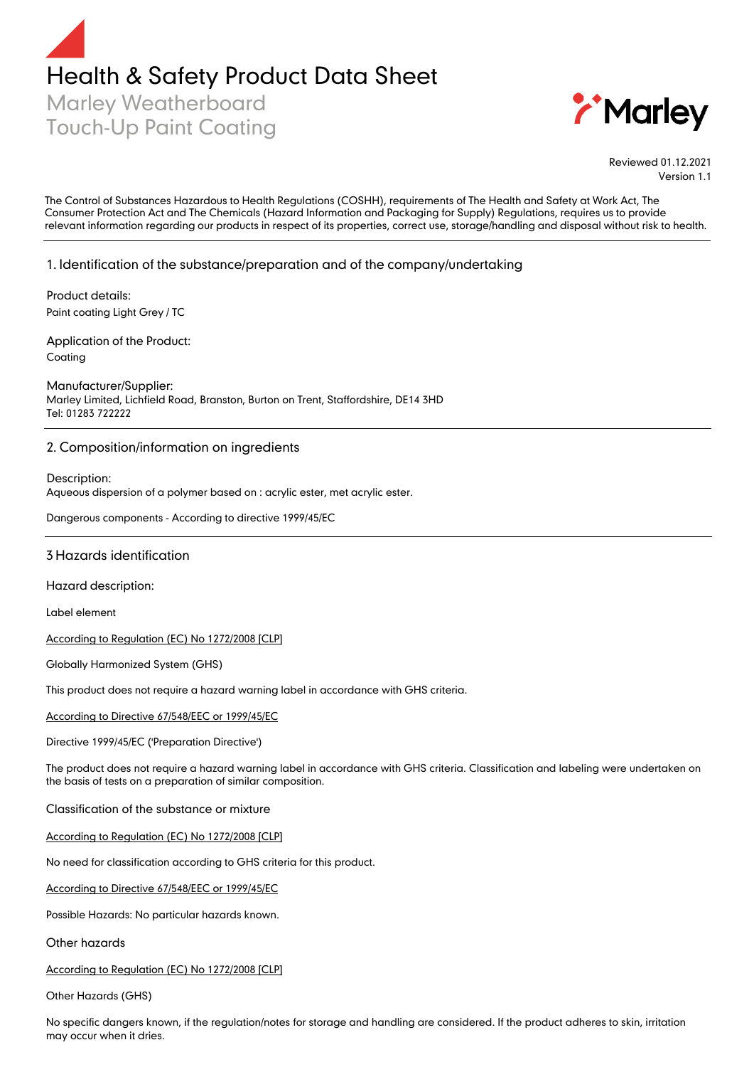# Health & Safety Product Data Sheet

## Marley Weatherboard Touch-Up Paint Coating

Reviewed 01.12.2021
Version 1.1

The Control of Substances Hazardous to Health Regulations (COSHH), requirements of The Health and Safety at Work Act, The Consumer Protection Act and The Chemicals (Hazard Information and Packaging for Supply) Regulations, requires us to provide relevant information regarding our products in respect of its properties, correct use, storage/handling and disposal without risk to health.

## 1. Identification of the substance/preparation and of the company/undertaking

Product details:
Paint coating Light Grey / TC

Application of the Product:
Coating

Manufacturer/Supplier:
Marley Limited, Lichfield Road, Branston, Burton on Trent, Staffordshire, DE14 3HD
Tel: 01283 722222

## 2. Composition/information on ingredients

Description:
Aqueous dispersion of a polymer based on : acrylic ester, met acrylic ester.

Dangerous components - According to directive 1999/45/EC

## 3 Hazards identification

Hazard description:

Label element

According to Regulation (EC) No 1272/2008 [CLP]

Globally Harmonized System (GHS)

This product does not require a hazard warning label in accordance with GHS criteria.

According to Directive 67/548/EEC or 1999/45/EC

Directive 1999/45/EC ('Preparation Directive')

The product does not require a hazard warning label in accordance with GHS criteria. Classification and labeling were undertaken on the basis of tests on a preparation of similar composition.

Classification of the substance or mixture

According to Regulation (EC) No 1272/2008 [CLP]

No need for classification according to GHS criteria for this product.

According to Directive 67/548/EEC or 1999/45/EC

Possible Hazards: No particular hazards known.

Other hazards

According to Regulation (EC) No 1272/2008 [CLP]

Other Hazards (GHS)

No specific dangers known, if the regulation/notes for storage and handling are considered. If the product adheres to skin, irritation may occur when it dries.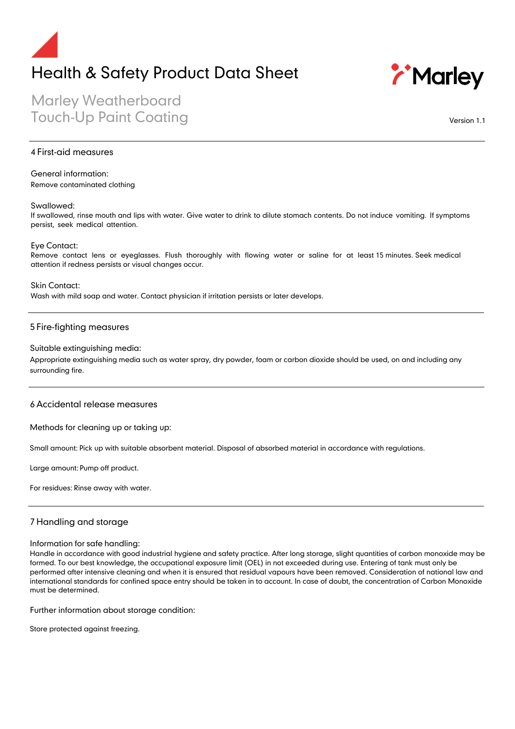## 4 First-aid measures

General information:
Remove contaminated clothing

Swallowed:
If swallowed, rinse mouth and lips with water. Give water to drink to dilute stomach contents. Do not induce vomiting. If symptoms persist, seek medical attention.

Eye Contact:
Remove contact lens or eyeglasses. Flush thoroughly with flowing water or saline for at least 15 minutes. Seek medical attention if redness persists or visual changes occur.

Skin Contact:
Wash with mild soap and water. Contact physician if irritation persists or later develops.

## 5 Fire-fighting measures

Suitable extinguishing media:
Appropriate extinguishing media such as water spray, dry powder, foam or carbon dioxide should be used, on and including any surrounding fire.

## 6 Accidental release measures

Methods for cleaning up or taking up:

Small amount: Pick up with suitable absorbent material. Disposal of absorbed material in accordance with regulations.

Large amount: Pump off product.

For residues: Rinse away with water.

## 7 Handling and storage

Information for safe handling:
Handle in accordance with good industrial hygiene and safety practice. After long storage, slight quantities of carbon monoxide may be formed. To our best knowledge, the occupational exposure limit (OEL) in not exceeded during use. Entering of tank must only be performed after intensive cleaning and when it is ensured that residual vapours have been removed. Consideration of national law and international standards for confined space entry should be taken in to account. In case of doubt, the concentration of Carbon Monoxide must be determined.

Further information about storage condition:

Store protected against freezing.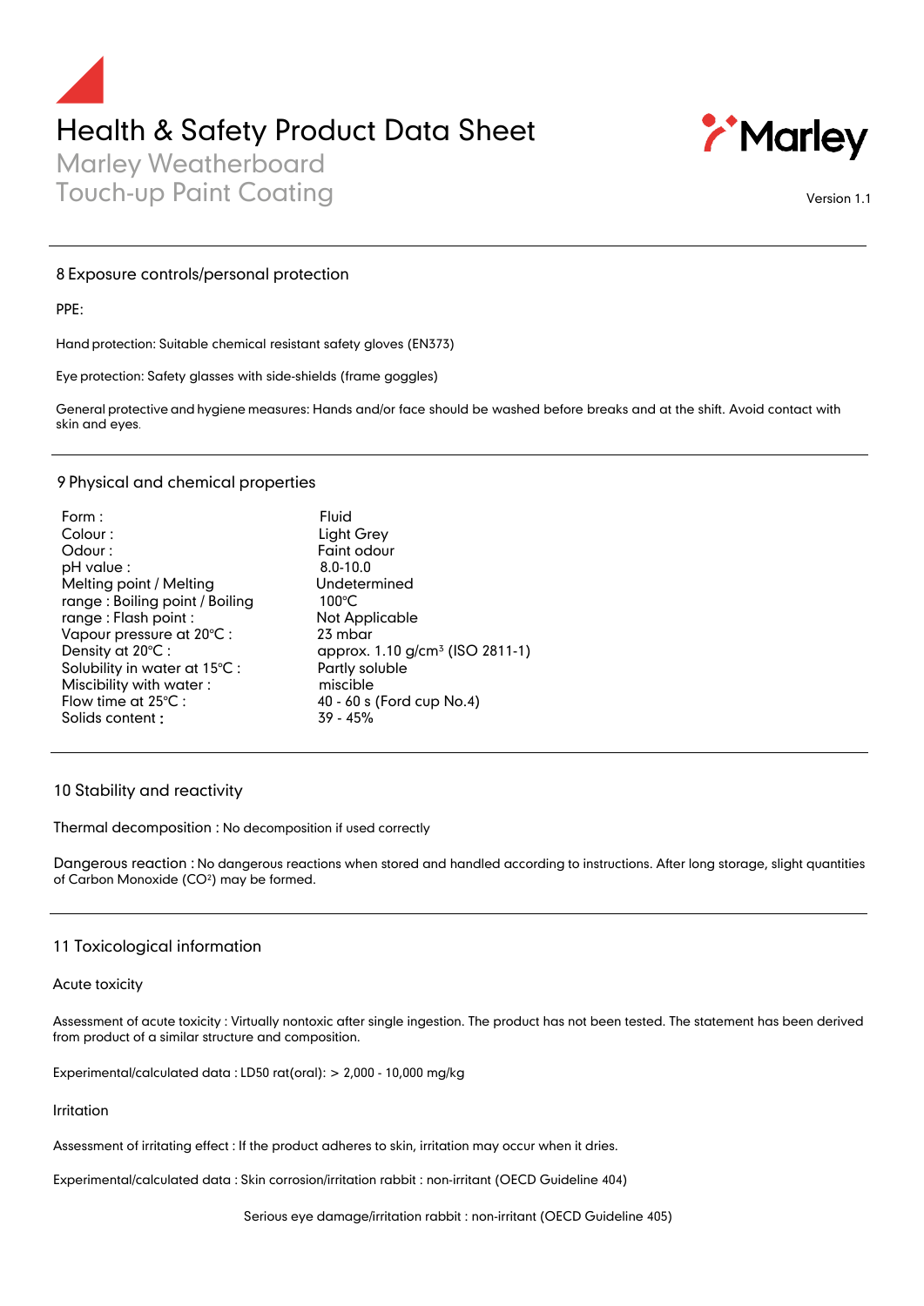## 8 Exposure controls/personal protection

PPE:

Hand protection: Suitable chemical resistant safety gloves (EN373)

Eye protection: Safety glasses with side-shields (frame goggles)

General protective and hygiene measures: Hands and/or face should be washed before breaks and at the shift. Avoid contact with skin and eyes.

## 9 Physical and chemical properties

| | |
|---|---|
| Form : | Fluid |
| Colour : | Light Grey |
| Odour : | Faint odour |
| pH value : | 8.0-10.0 |
| Melting point / Melting range : | Undetermined |
| Boiling point / Boiling range : | 100°C |
| Flash point : | Not Applicable |
| Vapour pressure at 20°C : | 23 mbar |
| Density at 20°C : | approx. 1.10 $g/cm^3$ (ISO 2811-1) |
| Solubility in water at 15°C : | Partly soluble |
| Miscibility with water : | miscible |
| Flow time at 25°C : | 40 - 60 s (Ford cup No.4) |
| Solids content : | 39 - 45% |

## 10 Stability and reactivity

Thermal decomposition : No decomposition if used correctly

Dangerous reaction : No dangerous reactions when stored and handled according to instructions. After long storage, slight quantities of Carbon Monoxide ($CO^2$) may be formed.

## 11 Toxicological information

Acute toxicity

Assessment of acute toxicity : Virtually nontoxic after single ingestion. The product has not been tested. The statement has been derived from product of a similar structure and composition.

Experimental/calculated data : LD50 rat(oral): > 2,000 - 10,000 mg/kg

Irritation

Assessment of irritating effect : If the product adheres to skin, irritation may occur when it dries.

Experimental/calculated data : Skin corrosion/irritation rabbit : non-irritant (OECD Guideline 404)

Serious eye damage/irritation rabbit : non-irritant (OECD Guideline 405)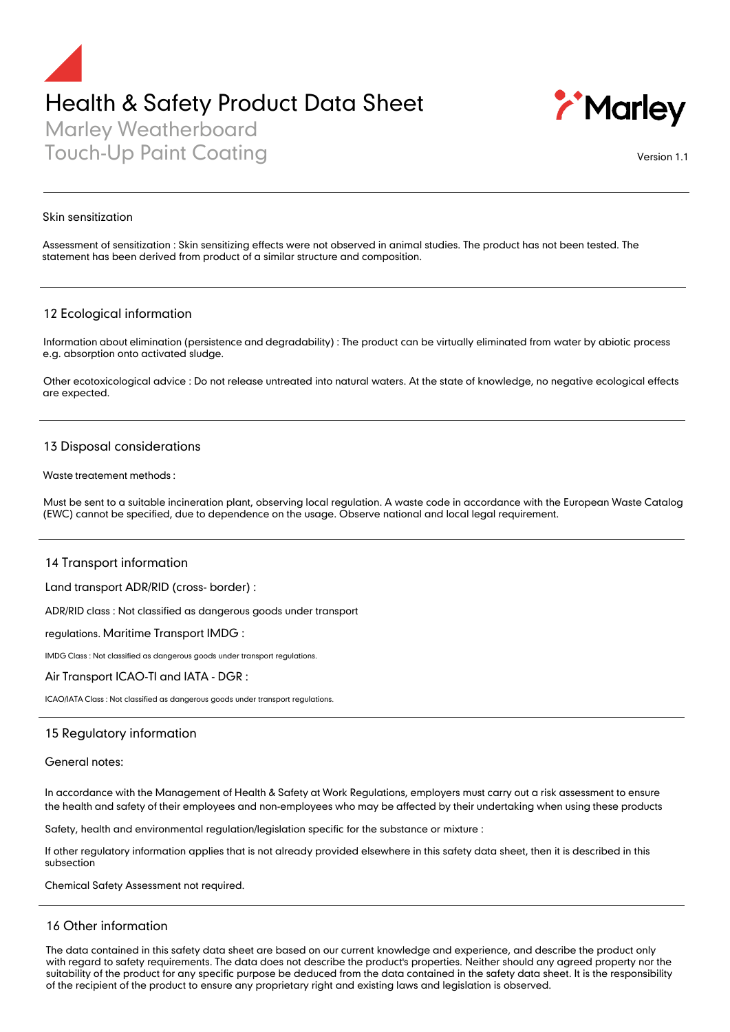Skin sensitization

Assessment of sensitization : Skin sensitizing effects were not observed in animal studies. The product has not been tested. The statement has been derived from product of a similar structure and composition.

## 12 Ecological information

Information about elimination (persistence and degradability) : The product can be virtually eliminated from water by abiotic process e.g. absorption onto activated sludge.

Other ecotoxicological advice : Do not release untreated into natural waters. At the state of knowledge, no negative ecological effects are expected.

## 13 Disposal considerations

Waste treatement methods :

Must be sent to a suitable incineration plant, observing local regulation. A waste code in accordance with the European Waste Catalog (EWC) cannot be specified, due to dependence on the usage. Observe national and local legal requirement.

## 14 Transport information

Land transport ADR/RID (cross- border) :

ADR/RID class : Not classified as dangerous goods under transport regulations.

Maritime Transport IMDG :

IMDG Class : Not classified as dangerous goods under transport regulations.

Air Transport ICAO-TI and IATA - DGR :

ICAO/IATA Class : Not classified as dangerous goods under transport regulations.

## 15 Regulatory information

General notes:

In accordance with the Management of Health & Safety at Work Regulations, employers must carry out a risk assessment to ensure the health and safety of their employees and non-employees who may be affected by their undertaking when using these products

Safety, health and environmental regulation/legislation specific for the substance or mixture :

If other regulatory information applies that is not already provided elsewhere in this safety data sheet, then it is described in this subsection

Chemical Safety Assessment not required.

## 16 Other information

The data contained in this safety data sheet are based on our current knowledge and experience, and describe the product only with regard to safety requirements. The data does not describe the product's properties. Neither should any agreed property nor the suitability of the product for any specific purpose be deduced from the data contained in the safety data sheet. It is the responsibility of the recipient of the product to ensure any proprietary right and existing laws and legislation is observed.